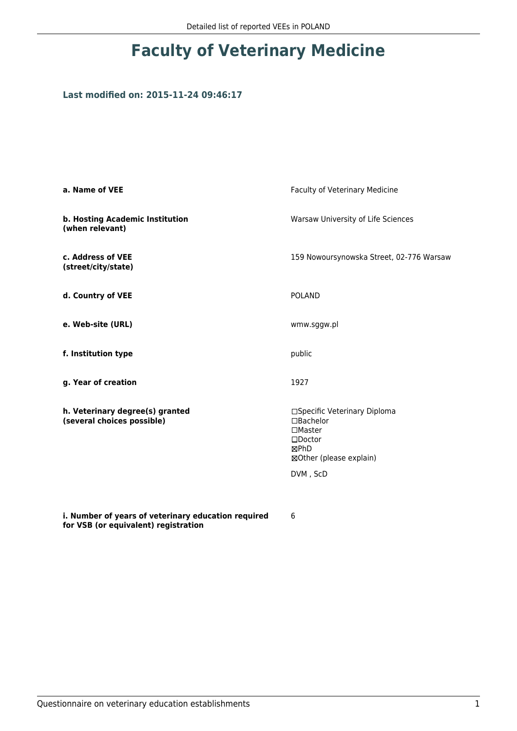# Faculty of Veterinary Medicine

### Last modified on: 2015-11-24 09:46:17

| | |
|---|---|
| **a. Name of VEE** | Faculty of Veterinary Medicine |
| **b. Hosting Academic Institution (when relevant)** | Warsaw University of Life Sciences |
| **c. Address of VEE (street/city/state)** | 159 Nowoursynowska Street, 02-776 Warsaw |
| **d. Country of VEE** | POLAND |
| **e. Web-site (URL)** | wmw.sggw.pl |
| **f. Institution type** | public |
| **g. Year of creation** | 1927 |
| **h. Veterinary degree(s) granted (several choices possible)** | ☐Specific Veterinary Diploma<br>☐Bachelor<br>☐Master<br>☐Doctor<br>☒PhD<br>☒Other (please explain)<br><br>DVM , ScD |
| **i. Number of years of veterinary education required for VSB (or equivalent) registration** | 6 |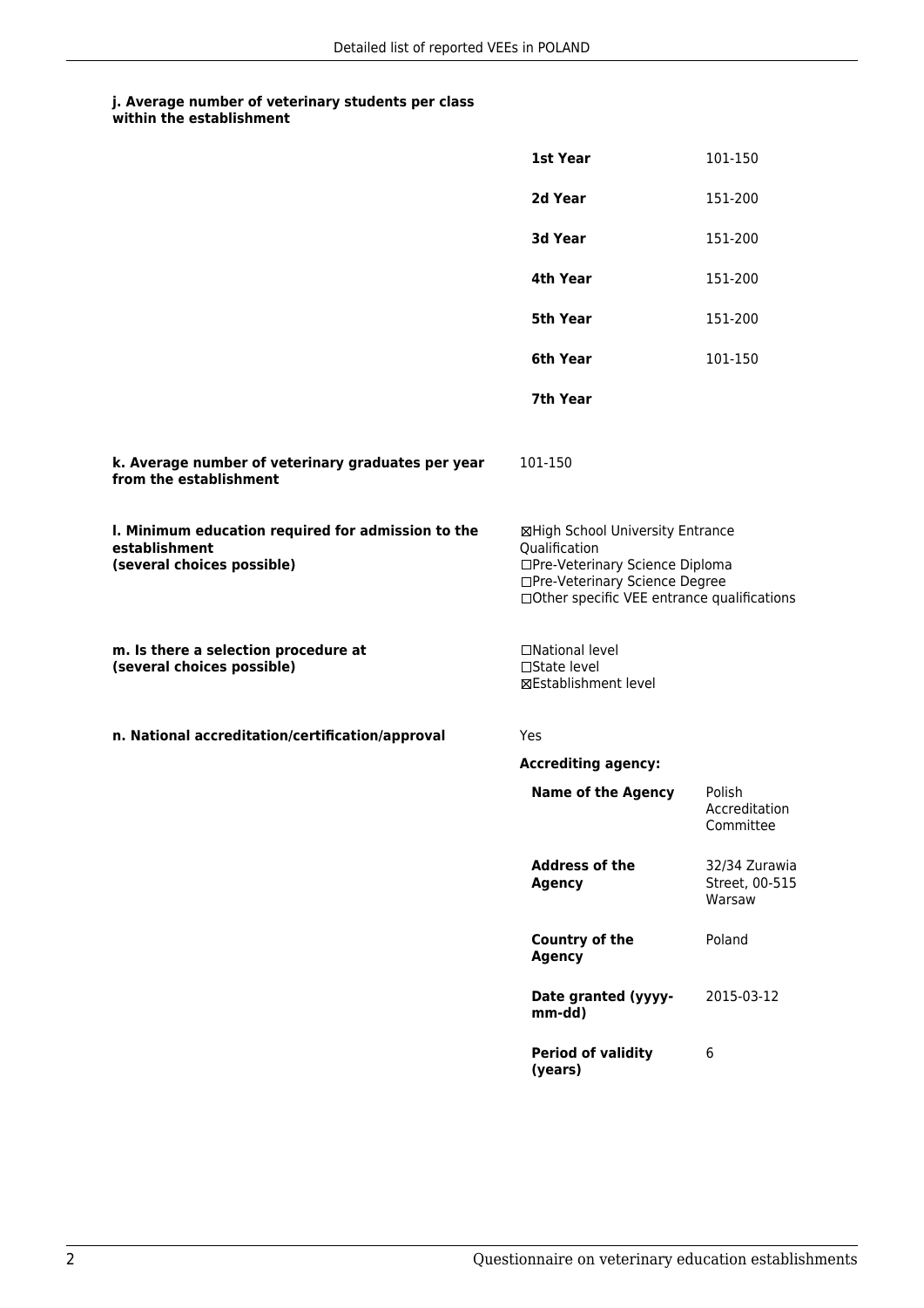**j. Average number of veterinary students per class within the establishment**

| | |
|---|---|
| **1st Year** | 101-150 |
| **2d Year** | 151-200 |
| **3d Year** | 151-200 |
| **4th Year** | 151-200 |
| **5th Year** | 151-200 |
| **6th Year** | 101-150 |
| **7th Year** | |

**k. Average number of veterinary graduates per year from the establishment**

101-150

**l. Minimum education required for admission to the establishment (several choices possible)**

☒High School University Entrance Qualification
☐Pre-Veterinary Science Diploma
☐Pre-Veterinary Science Degree
☐Other specific VEE entrance qualifications

**m. Is there a selection procedure at (several choices possible)**

☐National level
☐State level
☒Establishment level

**n. National accreditation/certification/approval**

Yes

**Accrediting agency:**

| | |
|---|---|
| **Name of the Agency** | Polish Accreditation Committee |
| **Address of the Agency** | 32/34 Zurawia Street, 00-515 Warsaw |
| **Country of the Agency** | Poland |
| **Date granted (yyyy-mm-dd)** | 2015-03-12 |
| **Period of validity (years)** | 6 |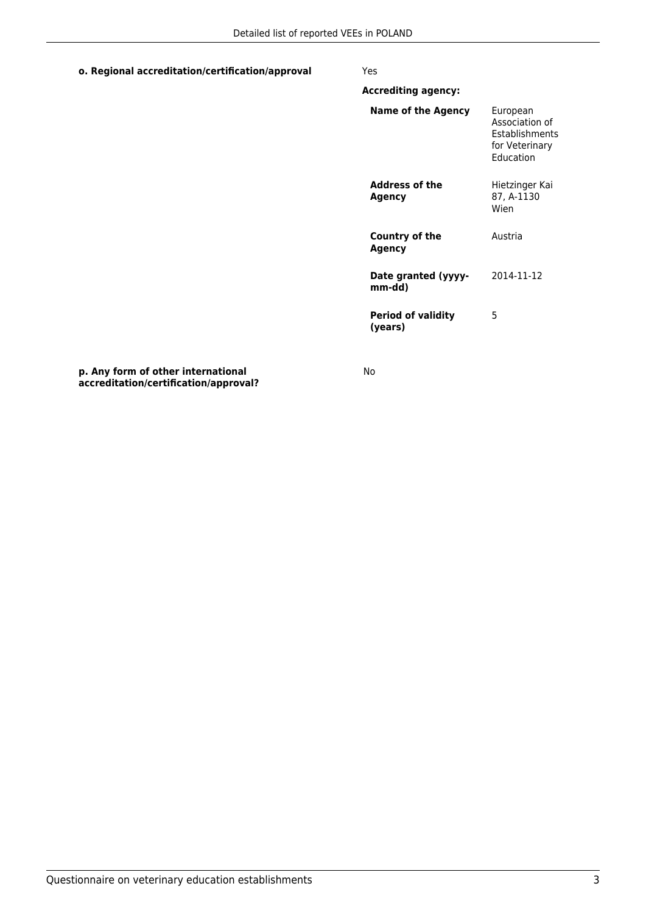**o. Regional accreditation/certification/approval** Yes

**Accrediting agency:**

| | |
|---|---|
| **Name of the Agency** | European Association of Establishments for Veterinary Education |
| **Address of the Agency** | Hietzinger Kai 87, A-1130 Wien |
| **Country of the Agency** | Austria |
| **Date granted (yyyy-mm-dd)** | 2014-11-12 |
| **Period of validity (years)** | 5 |

**p. Any form of other international accreditation/certification/approval?** No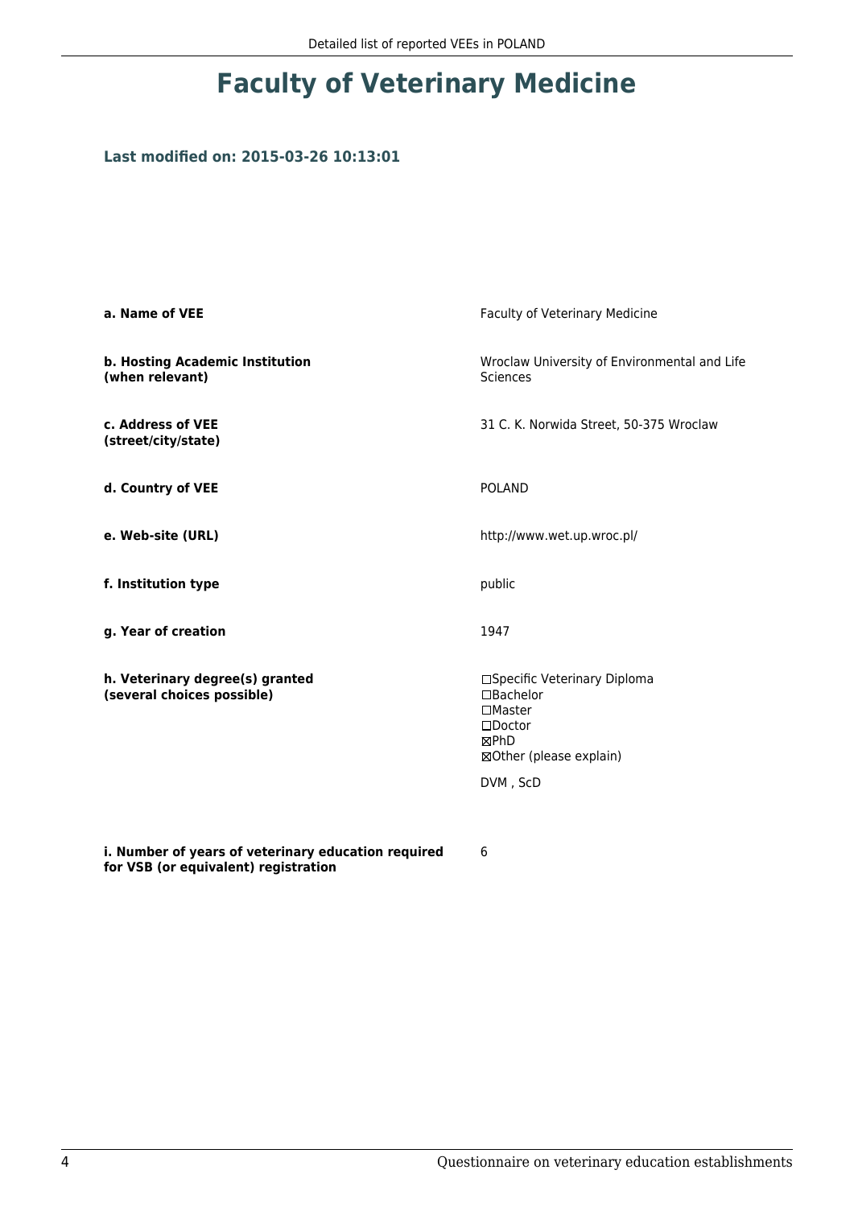# Faculty of Veterinary Medicine

### Last modified on: 2015-03-26 10:13:01

| | |
|---|---|
| **a. Name of VEE** | Faculty of Veterinary Medicine |
| **b. Hosting Academic Institution (when relevant)** | Wroclaw University of Environmental and Life Sciences |
| **c. Address of VEE (street/city/state)** | 31 C. K. Norwida Street, 50-375 Wroclaw |
| **d. Country of VEE** | POLAND |
| **e. Web-site (URL)** | http://www.wet.up.wroc.pl/ |
| **f. Institution type** | public |
| **g. Year of creation** | 1947 |
| **h. Veterinary degree(s) granted (several choices possible)** | ☐Specific Veterinary Diploma<br>☐Bachelor<br>☐Master<br>☐Doctor<br>☒PhD<br>☒Other (please explain)<br><br>DVM , ScD |
| **i. Number of years of veterinary education required for VSB (or equivalent) registration** | 6 |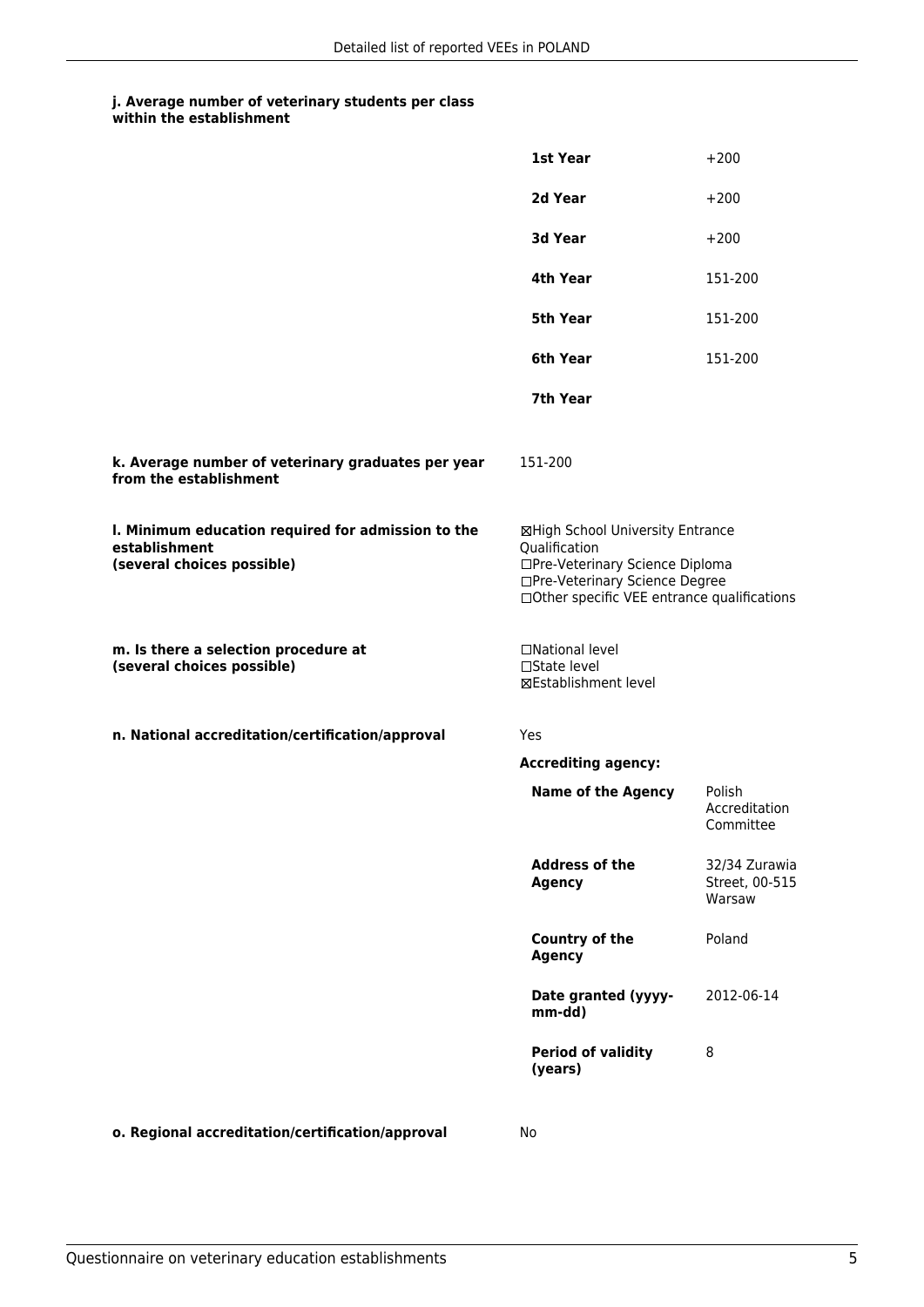**j. Average number of veterinary students per class within the establishment**

| | |
|---|---|
| **1st Year** | +200 |
| **2d Year** | +200 |
| **3d Year** | +200 |
| **4th Year** | 151-200 |
| **5th Year** | 151-200 |
| **6th Year** | 151-200 |
| **7th Year** | |

**k. Average number of veterinary graduates per year from the establishment**

151-200

**l. Minimum education required for admission to the establishment (several choices possible)**

☒High School University Entrance Qualification
☐Pre-Veterinary Science Diploma
☐Pre-Veterinary Science Degree
☐Other specific VEE entrance qualifications

**m. Is there a selection procedure at (several choices possible)**

☐National level
☐State level
☒Establishment level

**n. National accreditation/certification/approval**

Yes

**Accrediting agency:**

| | |
|---|---|
| **Name of the Agency** | Polish Accreditation Committee |
| **Address of the Agency** | 32/34 Zurawia Street, 00-515 Warsaw |
| **Country of the Agency** | Poland |
| **Date granted (yyyy-mm-dd)** | 2012-06-14 |
| **Period of validity (years)** | 8 |

**o. Regional accreditation/certification/approval**

No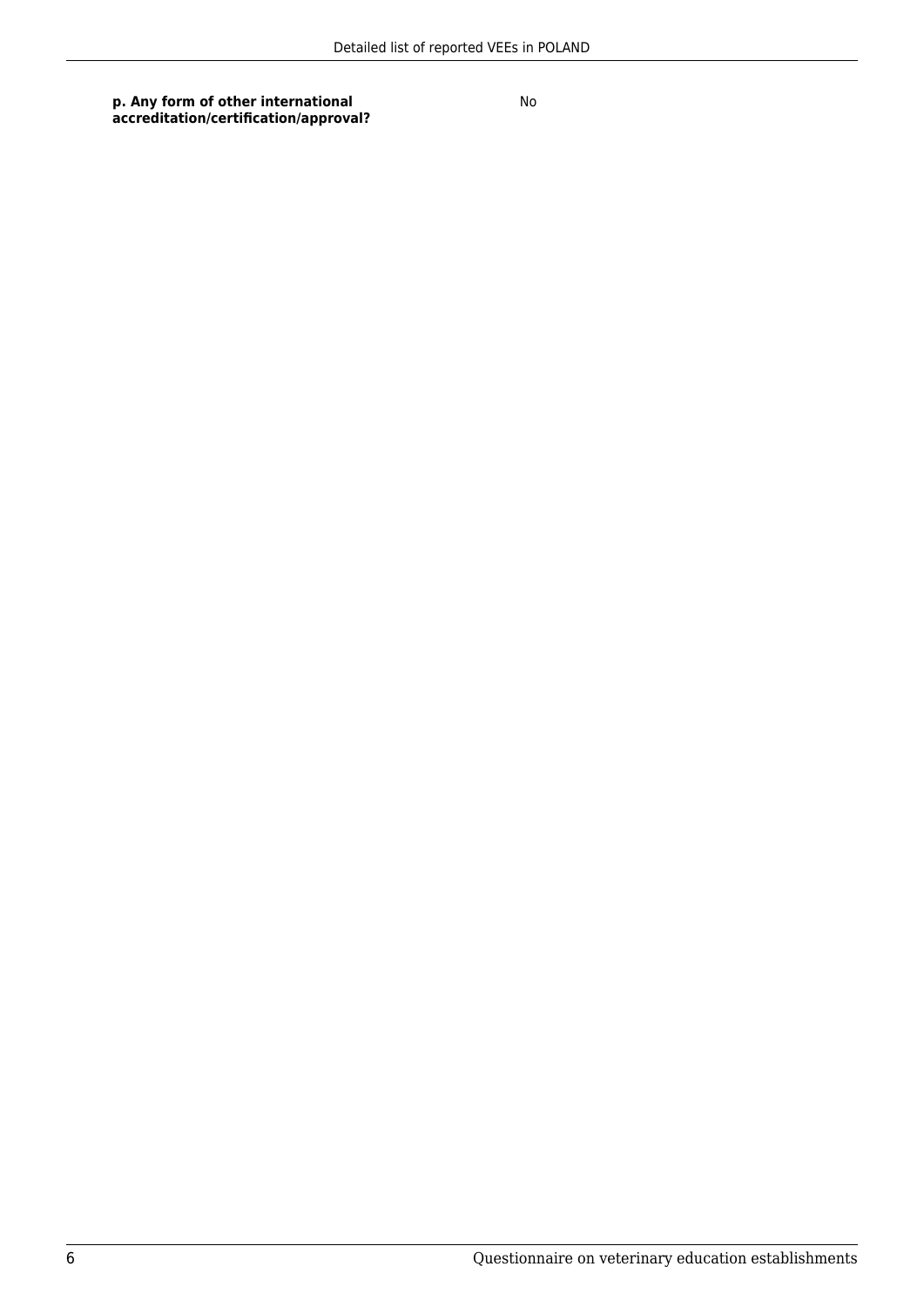| **p. Any form of other international accreditation/certification/approval?** | No |
|---|---|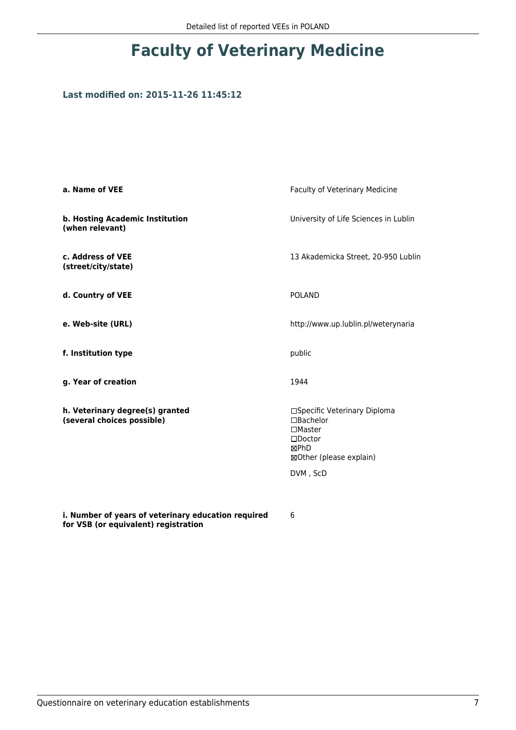# Faculty of Veterinary Medicine

### Last modified on: 2015-11-26 11:45:12

| | |
|---|---|
| **a. Name of VEE** | Faculty of Veterinary Medicine |
| **b. Hosting Academic Institution (when relevant)** | University of Life Sciences in Lublin |
| **c. Address of VEE (street/city/state)** | 13 Akademicka Street, 20-950 Lublin |
| **d. Country of VEE** | POLAND |
| **e. Web-site (URL)** | http://www.up.lublin.pl/weterynaria |
| **f. Institution type** | public |
| **g. Year of creation** | 1944 |
| **h. Veterinary degree(s) granted (several choices possible)** | ☐Specific Veterinary Diploma<br>☐Bachelor<br>☐Master<br>☐Doctor<br>☒PhD<br>☒Other (please explain)<br><br>DVM , ScD |
| **i. Number of years of veterinary education required for VSB (or equivalent) registration** | 6 |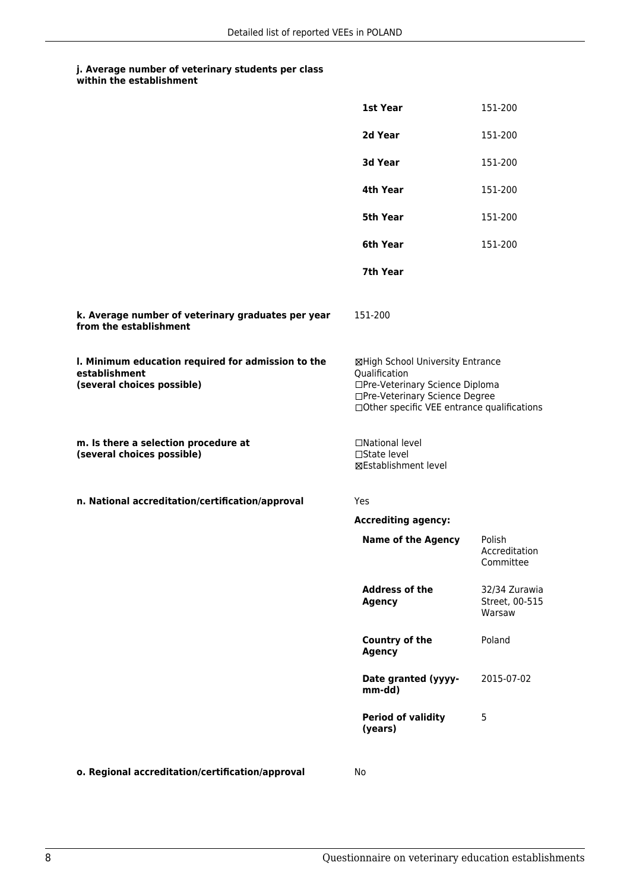**j. Average number of veterinary students per class within the establishment**

| | |
|---|---|
| **1st Year** | 151-200 |
| **2d Year** | 151-200 |
| **3d Year** | 151-200 |
| **4th Year** | 151-200 |
| **5th Year** | 151-200 |
| **6th Year** | 151-200 |
| **7th Year** | |

**k. Average number of veterinary graduates per year from the establishment**

151-200

**l. Minimum education required for admission to the establishment (several choices possible)**

☒High School University Entrance Qualification
☐Pre-Veterinary Science Diploma
☐Pre-Veterinary Science Degree
☐Other specific VEE entrance qualifications

**m. Is there a selection procedure at (several choices possible)**

☐National level
☐State level
☒Establishment level

**n. National accreditation/certification/approval**

Yes

**Accrediting agency:**

| | |
|---|---|
| **Name of the Agency** | Polish Accreditation Committee |
| **Address of the Agency** | 32/34 Zurawia Street, 00-515 Warsaw |
| **Country of the Agency** | Poland |
| **Date granted (yyyy-mm-dd)** | 2015-07-02 |
| **Period of validity (years)** | 5 |

**o. Regional accreditation/certification/approval**

No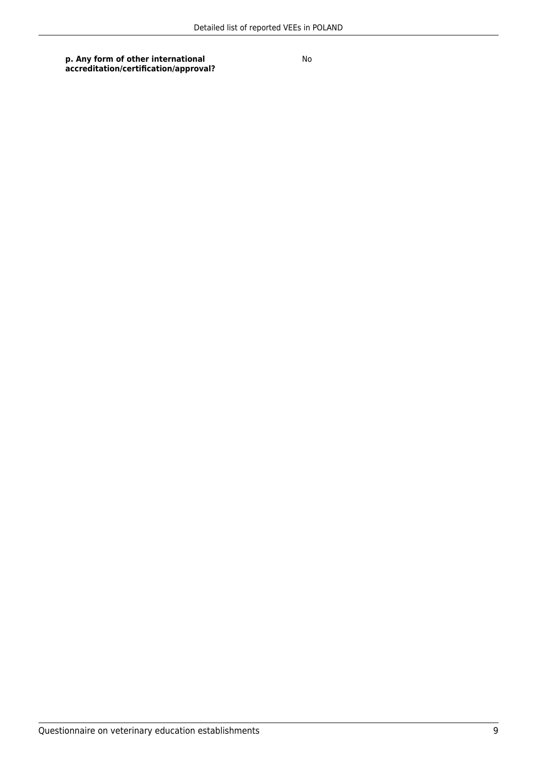| | |
|---|---|
| **p. Any form of other international accreditation/certification/approval?** | No |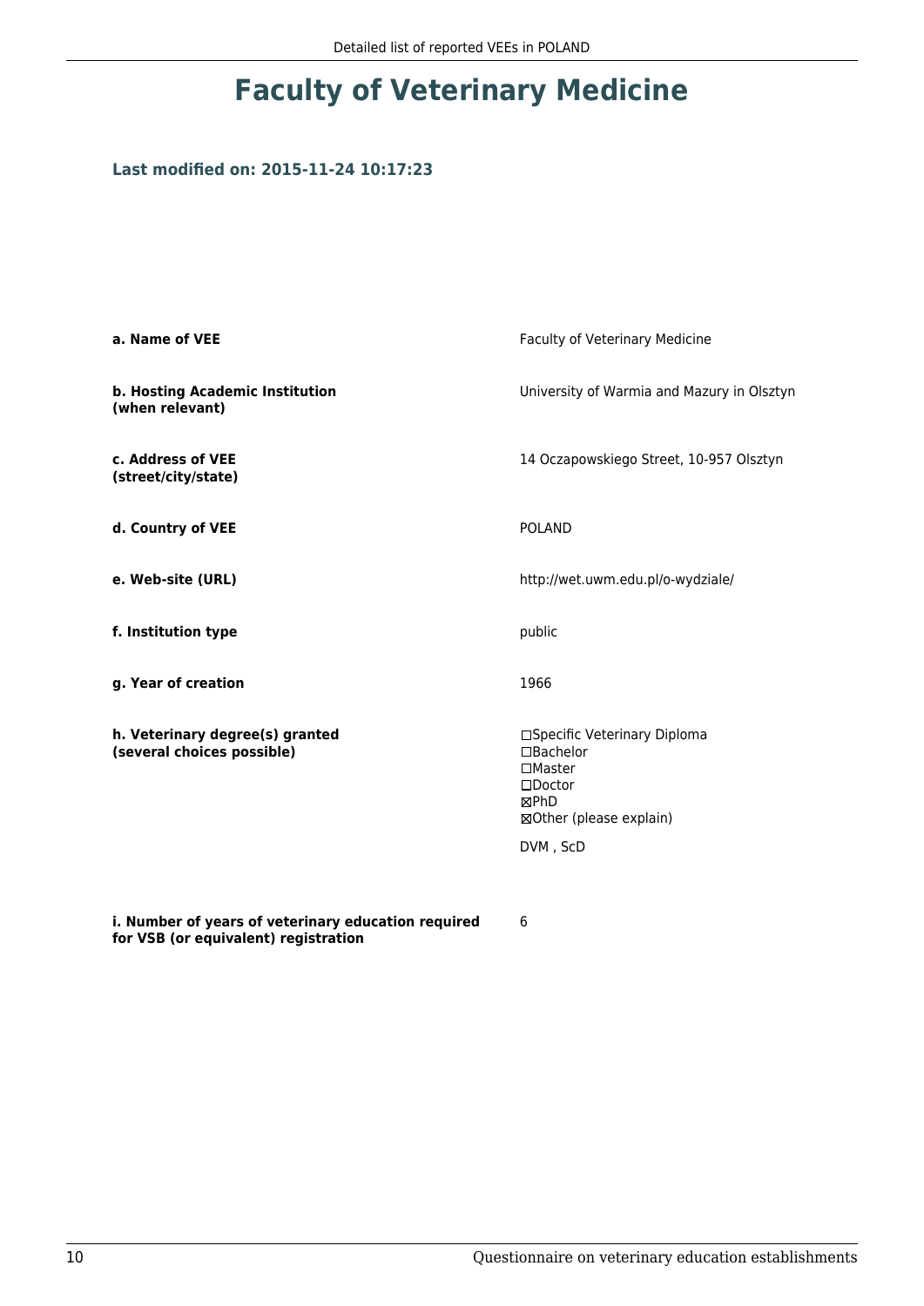# Faculty of Veterinary Medicine

### Last modified on: 2015-11-24 10:17:23

| | |
|---|---|
| **a. Name of VEE** | Faculty of Veterinary Medicine |
| **b. Hosting Academic Institution (when relevant)** | University of Warmia and Mazury in Olsztyn |
| **c. Address of VEE (street/city/state)** | 14 Oczapowskiego Street, 10-957 Olsztyn |
| **d. Country of VEE** | POLAND |
| **e. Web-site (URL)** | http://wet.uwm.edu.pl/o-wydziale/ |
| **f. Institution type** | public |
| **g. Year of creation** | 1966 |
| **h. Veterinary degree(s) granted (several choices possible)** | ☐Specific Veterinary Diploma<br>☐Bachelor<br>☐Master<br>☐Doctor<br>☒PhD<br>☒Other (please explain)<br><br>DVM , ScD |
| **i. Number of years of veterinary education required for VSB (or equivalent) registration** | 6 |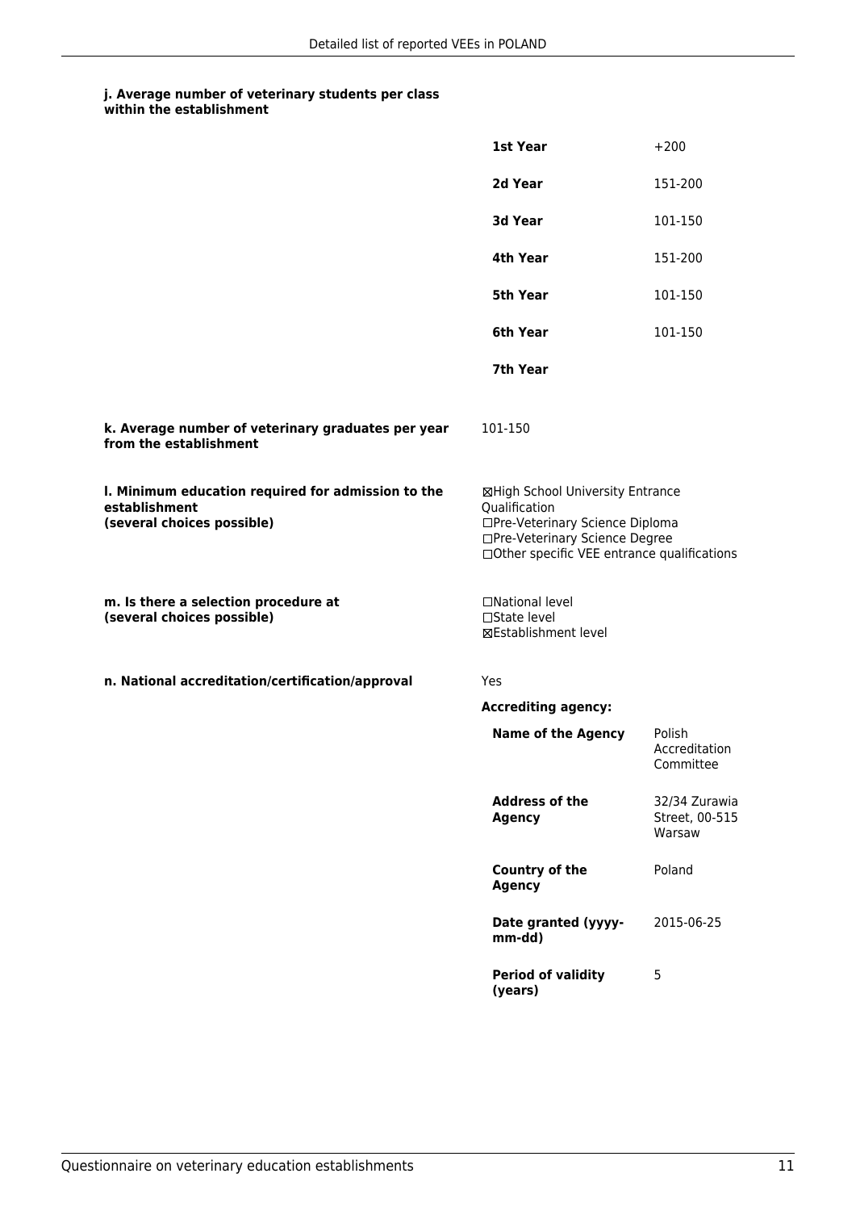#### j. Average number of veterinary students per class within the establishment

| | |
|---|---|
| **1st Year** | +200 |
| **2d Year** | 151-200 |
| **3d Year** | 101-150 |
| **4th Year** | 151-200 |
| **5th Year** | 101-150 |
| **6th Year** | 101-150 |
| **7th Year** | |

**k. Average number of veterinary graduates per year from the establishment**

101-150

**l. Minimum education required for admission to the establishment (several choices possible)**

☒High School University Entrance Qualification
☐Pre-Veterinary Science Diploma
☐Pre-Veterinary Science Degree
☐Other specific VEE entrance qualifications

**m. Is there a selection procedure at (several choices possible)**

☐National level
☐State level
☒Establishment level

**n. National accreditation/certification/approval**

Yes

**Accrediting agency:**

| | |
|---|---|
| **Name of the Agency** | Polish Accreditation Committee |
| **Address of the Agency** | 32/34 Zurawia Street, 00-515 Warsaw |
| **Country of the Agency** | Poland |
| **Date granted (yyyy-mm-dd)** | 2015-06-25 |
| **Period of validity (years)** | 5 |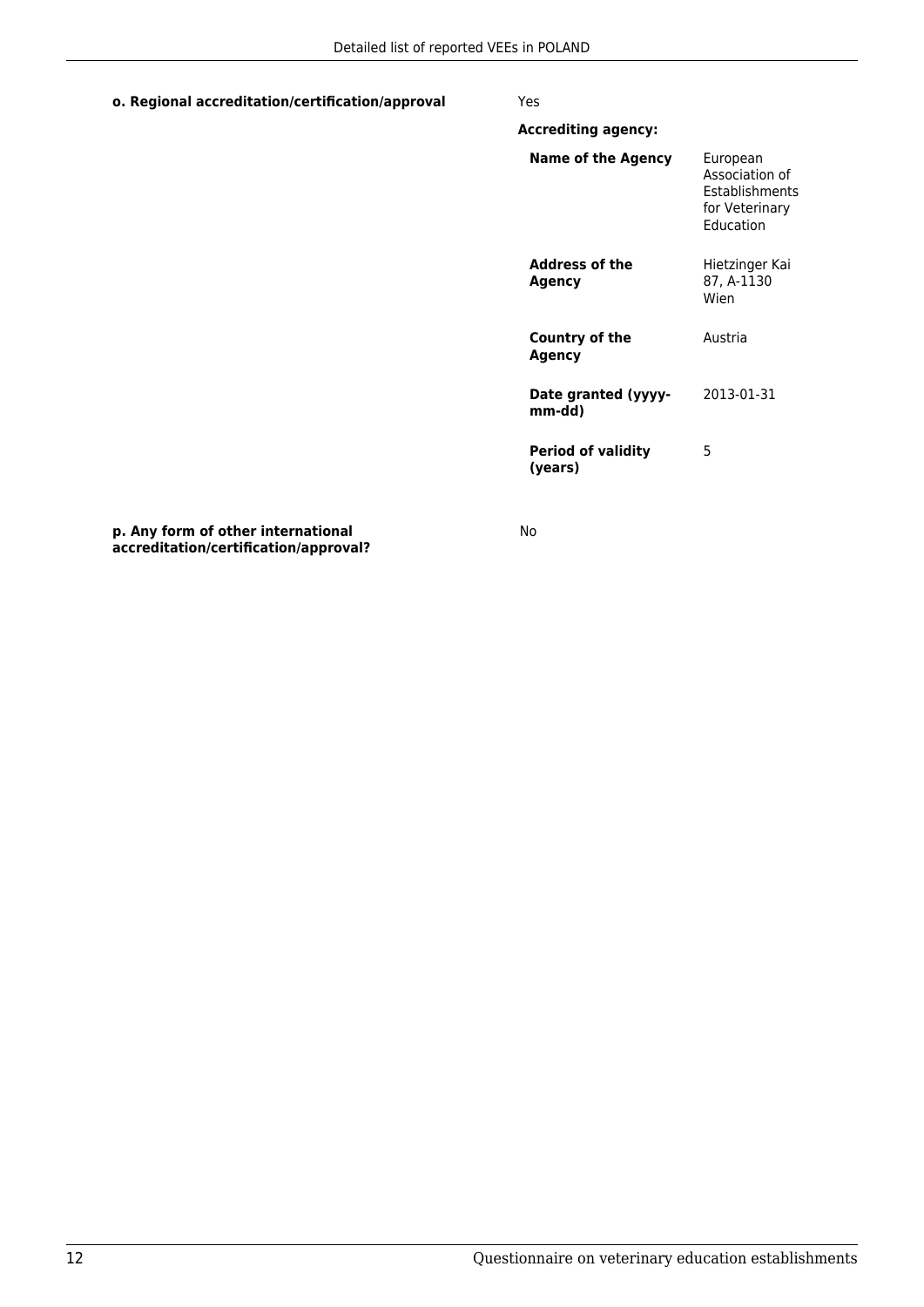**o. Regional accreditation/certification/approval**

Yes

**Accrediting agency:**

| | |
|---|---|
| **Name of the Agency** | European Association of Establishments for Veterinary Education |
| **Address of the Agency** | Hietzinger Kai 87, A-1130 Wien |
| **Country of the Agency** | Austria |
| **Date granted (yyyy-mm-dd)** | 2013-01-31 |
| **Period of validity (years)** | 5 |

**p. Any form of other international accreditation/certification/approval?**

No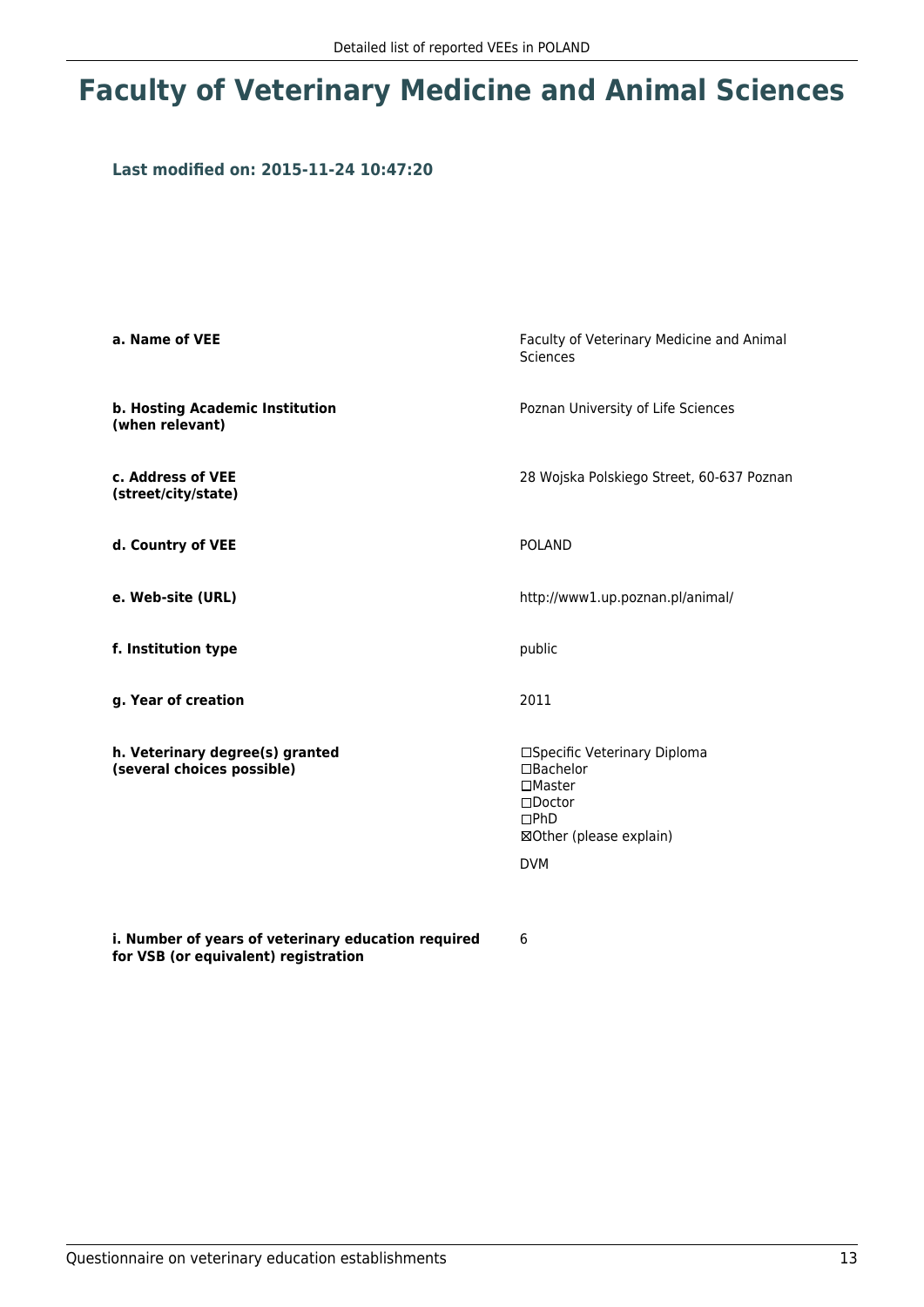# Faculty of Veterinary Medicine and Animal Sciences

**Last modified on: 2015-11-24 10:47:20**

| | |
|---|---|
| **a. Name of VEE** | Faculty of Veterinary Medicine and Animal Sciences |
| **b. Hosting Academic Institution (when relevant)** | Poznan University of Life Sciences |
| **c. Address of VEE (street/city/state)** | 28 Wojska Polskiego Street, 60-637 Poznan |
| **d. Country of VEE** | POLAND |
| **e. Web-site (URL)** | http://www1.up.poznan.pl/animal/ |
| **f. Institution type** | public |
| **g. Year of creation** | 2011 |
| **h. Veterinary degree(s) granted (several choices possible)** | ☐Specific Veterinary Diploma<br>☐Bachelor<br>☐Master<br>☐Doctor<br>☐PhD<br>☒Other (please explain)<br><br>DVM |
| **i. Number of years of veterinary education required for VSB (or equivalent) registration** | 6 |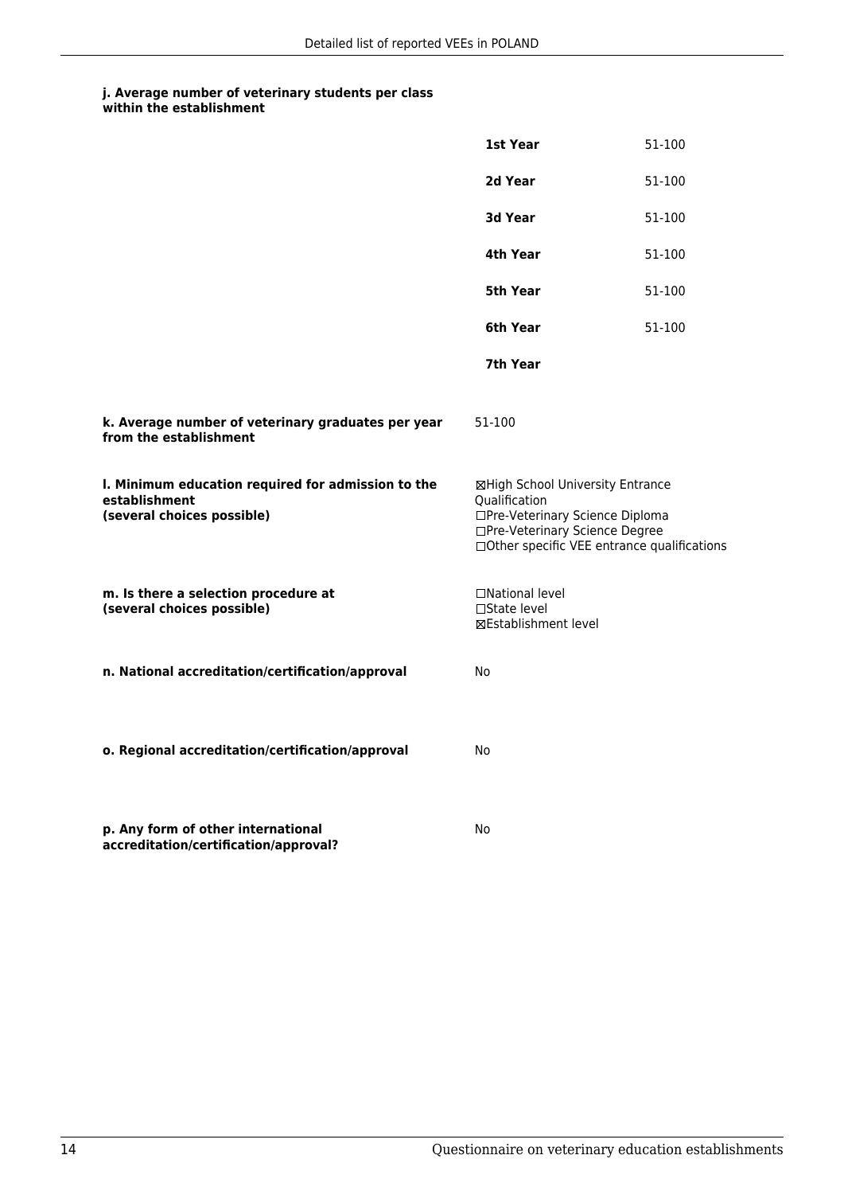**j. Average number of veterinary students per class within the establishment**

| | |
|---|---|
| **1st Year** | 51-100 |
| **2d Year** | 51-100 |
| **3d Year** | 51-100 |
| **4th Year** | 51-100 |
| **5th Year** | 51-100 |
| **6th Year** | 51-100 |
| **7th Year** | |

**k. Average number of veterinary graduates per year from the establishment**

51-100

**l. Minimum education required for admission to the establishment (several choices possible)**

☒High School University Entrance Qualification
☐Pre-Veterinary Science Diploma
☐Pre-Veterinary Science Degree
☐Other specific VEE entrance qualifications

**m. Is there a selection procedure at (several choices possible)**

☐National level
☐State level
☒Establishment level

**n. National accreditation/certification/approval**

No

**o. Regional accreditation/certification/approval**

No

**p. Any form of other international accreditation/certification/approval?**

No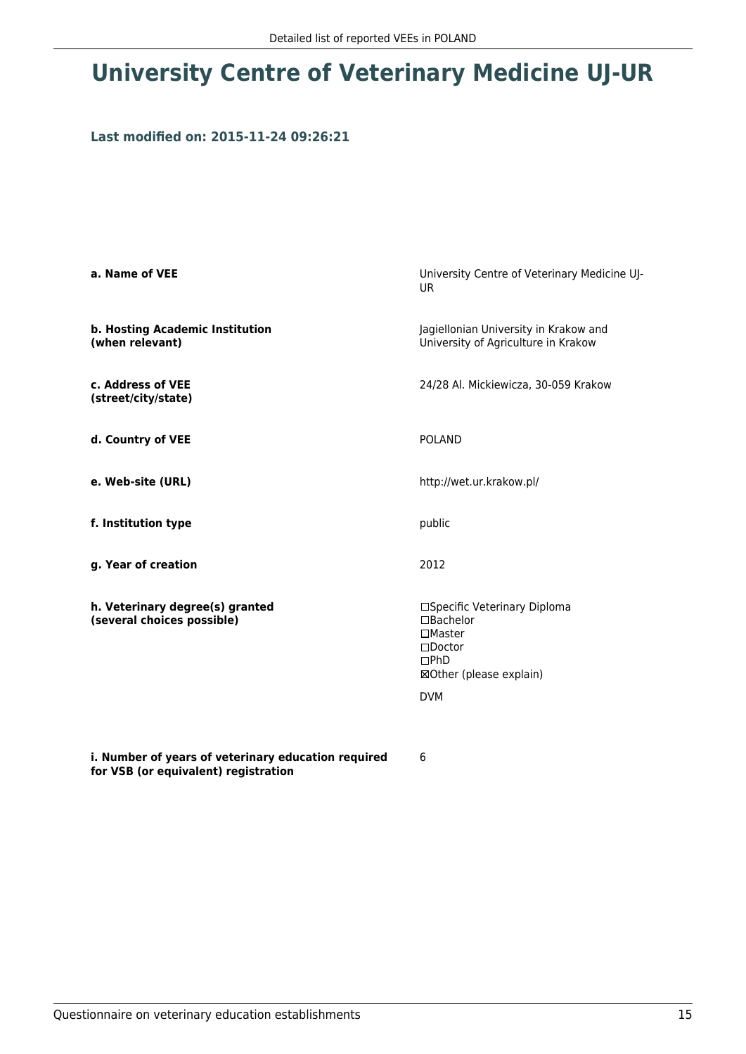# University Centre of Veterinary Medicine UJ-UR

**Last modified on: 2015-11-24 09:26:21**

| | |
|---|---|
| **a. Name of VEE** | University Centre of Veterinary Medicine UJ-UR |
| **b. Hosting Academic Institution (when relevant)** | Jagiellonian University in Krakow and University of Agriculture in Krakow |
| **c. Address of VEE (street/city/state)** | 24/28 Al. Mickiewicza, 30-059 Krakow |
| **d. Country of VEE** | POLAND |
| **e. Web-site (URL)** | http://wet.ur.krakow.pl/ |
| **f. Institution type** | public |
| **g. Year of creation** | 2012 |
| **h. Veterinary degree(s) granted (several choices possible)** | ☐Specific Veterinary Diploma<br>☐Bachelor<br>☐Master<br>☐Doctor<br>☐PhD<br>☒Other (please explain)<br><br>DVM |
| **i. Number of years of veterinary education required for VSB (or equivalent) registration** | 6 |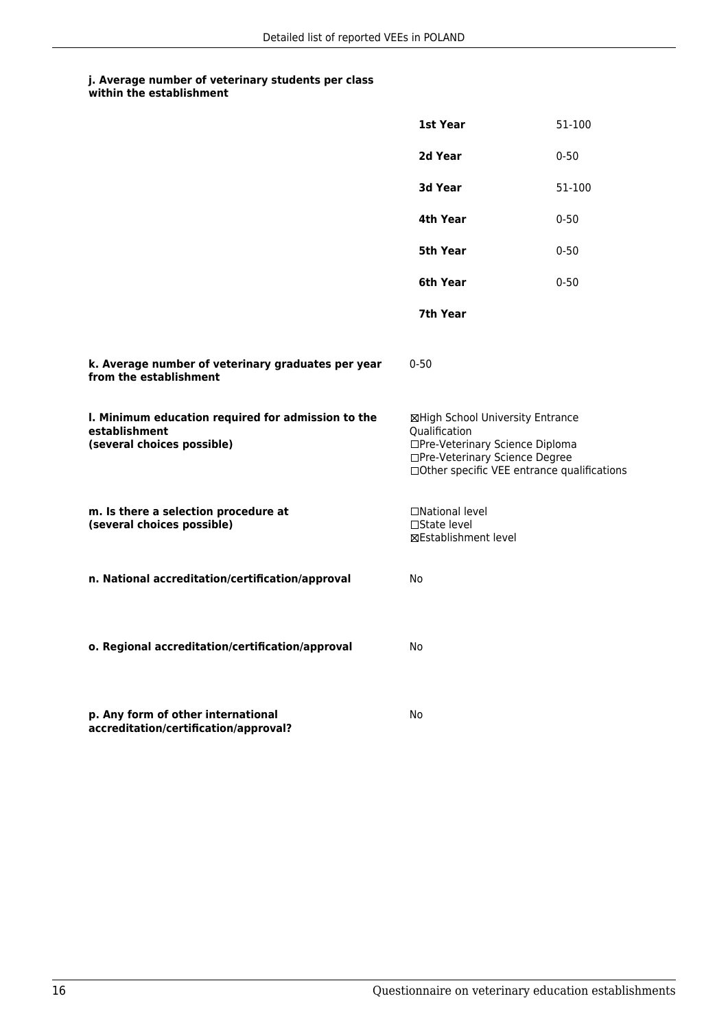**j. Average number of veterinary students per class within the establishment**

| | |
|---|---|
| **1st Year** | 51-100 |
| **2d Year** | 0-50 |
| **3d Year** | 51-100 |
| **4th Year** | 0-50 |
| **5th Year** | 0-50 |
| **6th Year** | 0-50 |
| **7th Year** | |

**k. Average number of veterinary graduates per year from the establishment**

0-50

**l. Minimum education required for admission to the establishment (several choices possible)**

☒High School University Entrance Qualification
☐Pre-Veterinary Science Diploma
☐Pre-Veterinary Science Degree
☐Other specific VEE entrance qualifications

**m. Is there a selection procedure at (several choices possible)**

☐National level
☐State level
☒Establishment level

**n. National accreditation/certification/approval**

No

**o. Regional accreditation/certification/approval**

No

**p. Any form of other international accreditation/certification/approval?**

No